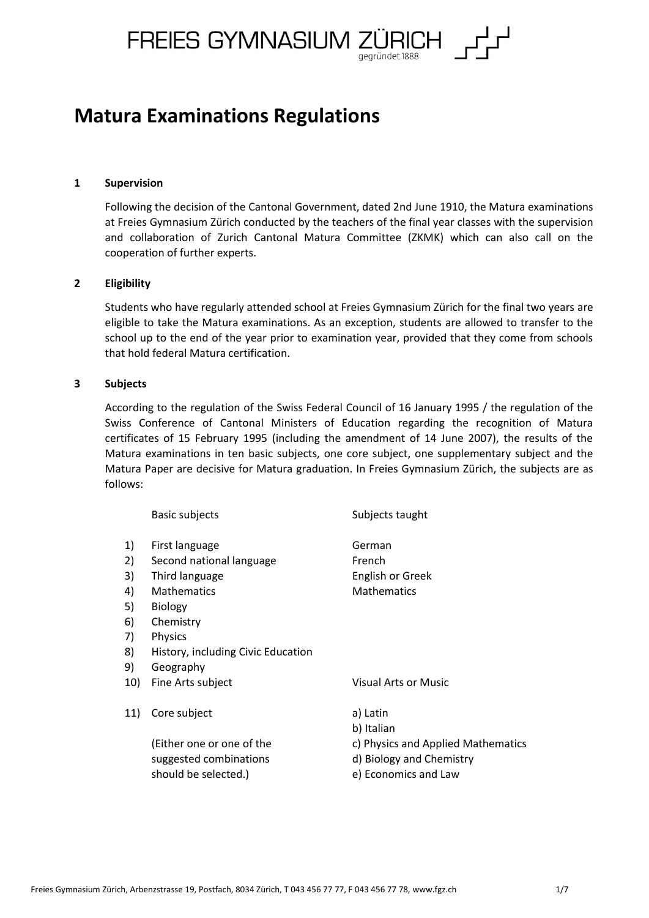FREIES GYMNASIUM ZÜRICH
gegründet 1888

# Matura Examinations Regulations

## 1 Supervision

Following the decision of the Cantonal Government, dated 2nd June 1910, the Matura examinations at Freies Gymnasium Zürich conducted by the teachers of the final year classes with the supervision and collaboration of Zurich Cantonal Matura Committee (ZKMK) which can also call on the cooperation of further experts.

## 2 Eligibility

Students who have regularly attended school at Freies Gymnasium Zürich for the final two years are eligible to take the Matura examinations. As an exception, students are allowed to transfer to the school up to the end of the year prior to examination year, provided that they come from schools that hold federal Matura certification.

## 3 Subjects

According to the regulation of the Swiss Federal Council of 16 January 1995 / the regulation of the Swiss Conference of Cantonal Ministers of Education regarding the recognition of Matura certificates of 15 February 1995 (including the amendment of 14 June 2007), the results of the Matura examinations in ten basic subjects, one core subject, one supplementary subject and the Matura Paper are decisive for Matura graduation. In Freies Gymnasium Zürich, the subjects are as follows:

| | Basic subjects | Subjects taught |
|---|---|---|
| 1) | First language | German |
| 2) | Second national language | French |
| 3) | Third language | English or Greek |
| 4) | Mathematics | Mathematics |
| 5) | Biology | |
| 6) | Chemistry | |
| 7) | Physics | |
| 8) | History, including Civic Education | |
| 9) | Geography | |
| 10) | Fine Arts subject | Visual Arts or Music |
| 11) | Core subject | a) Latin |
| | | b) Italian |
| | (Either one or one of the suggested combinations should be selected.) | c) Physics and Applied Mathematics |
| | | d) Biology and Chemistry |
| | | e) Economics and Law |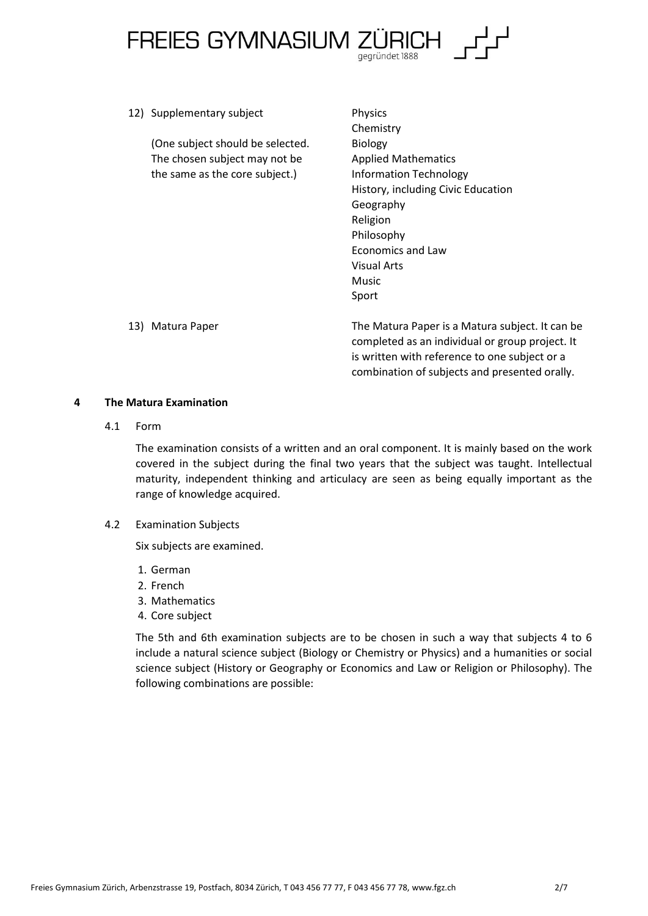12) Supplementary subject

    (One subject should be selected. The chosen subject may not be the same as the core subject.)

    - Physics
    - Chemistry
    - Biology
    - Applied Mathematics
    - Information Technology
    - History, including Civic Education
    - Geography
    - Religion
    - Philosophy
    - Economics and Law
    - Visual Arts
    - Music
    - Sport

13) Matura Paper

    The Matura Paper is a Matura subject. It can be completed as an individual or group project. It is written with reference to one subject or a combination of subjects and presented orally.

## 4 The Matura Examination

### 4.1 Form

The examination consists of a written and an oral component. It is mainly based on the work covered in the subject during the final two years that the subject was taught. Intellectual maturity, independent thinking and articulacy are seen as being equally important as the range of knowledge acquired.

### 4.2 Examination Subjects

Six subjects are examined.

1. German
2. French
3. Mathematics
4. Core subject

The 5th and 6th examination subjects are to be chosen in such a way that subjects 4 to 6 include a natural science subject (Biology or Chemistry or Physics) and a humanities or social science subject (History or Geography or Economics and Law or Religion or Philosophy). The following combinations are possible: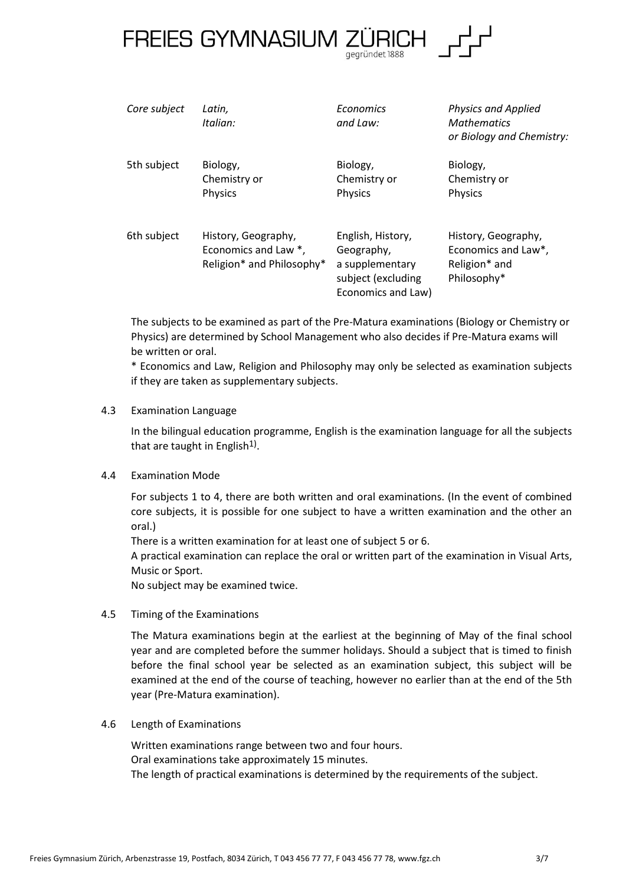| *Core subject* | *Latin, Italian:* | *Economics and Law:* | *Physics and Applied Mathematics or Biology and Chemistry:* |
|---|---|---|---|
| 5th subject | Biology, Chemistry or Physics | Biology, Chemistry or Physics | Biology, Chemistry or Physics |
| 6th subject | History, Geography, Economics and Law *, Religion* and Philosophy* | English, History, Geography, a supplementary subject (excluding Economics and Law) | History, Geography, Economics and Law*, Religion* and Philosophy* |

The subjects to be examined as part of the Pre-Matura examinations (Biology or Chemistry or Physics) are determined by School Management who also decides if Pre-Matura exams will be written or oral.

* Economics and Law, Religion and Philosophy may only be selected as examination subjects if they are taken as supplementary subjects.

### 4.3 Examination Language

In the bilingual education programme, English is the examination language for all the subjects that are taught in English[1)].

### 4.4 Examination Mode

For subjects 1 to 4, there are both written and oral examinations. (In the event of combined core subjects, it is possible for one subject to have a written examination and the other an oral.)

There is a written examination for at least one of subject 5 or 6.

A practical examination can replace the oral or written part of the examination in Visual Arts, Music or Sport.

No subject may be examined twice.

### 4.5 Timing of the Examinations

The Matura examinations begin at the earliest at the beginning of May of the final school year and are completed before the summer holidays. Should a subject that is timed to finish before the final school year be selected as an examination subject, this subject will be examined at the end of the course of teaching, however no earlier than at the end of the 5th year (Pre-Matura examination).

### 4.6 Length of Examinations

Written examinations range between two and four hours.

Oral examinations take approximately 15 minutes.

The length of practical examinations is determined by the requirements of the subject.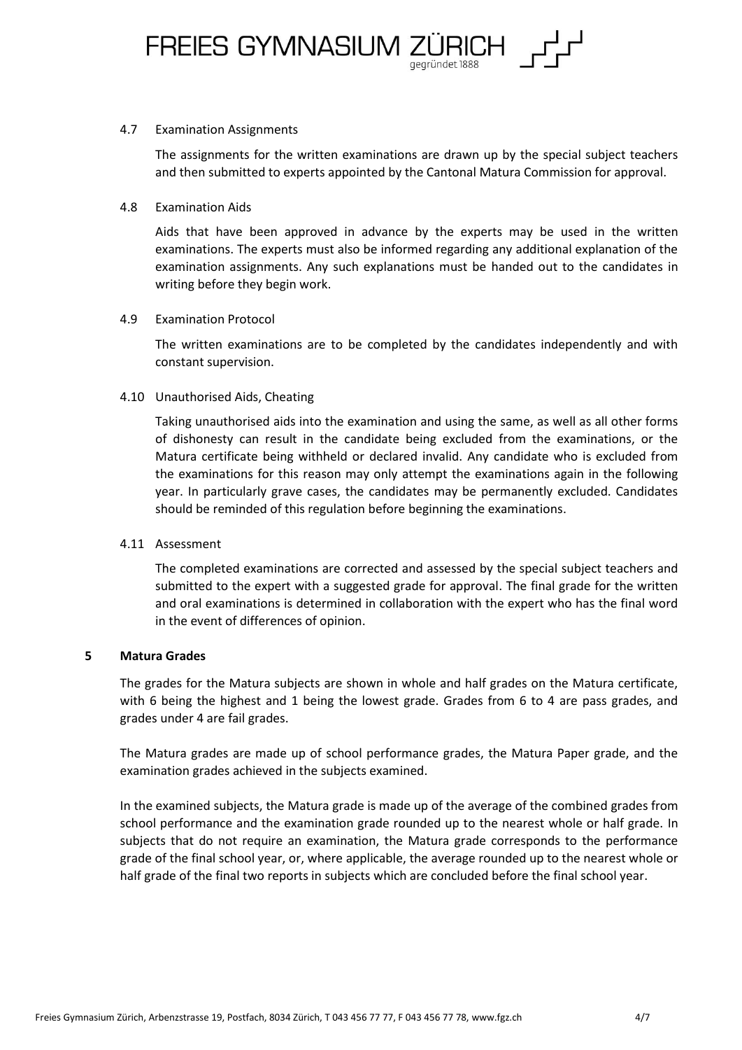### 4.7 Examination Assignments

The assignments for the written examinations are drawn up by the special subject teachers and then submitted to experts appointed by the Cantonal Matura Commission for approval.

### 4.8 Examination Aids

Aids that have been approved in advance by the experts may be used in the written examinations. The experts must also be informed regarding any additional explanation of the examination assignments. Any such explanations must be handed out to the candidates in writing before they begin work.

### 4.9 Examination Protocol

The written examinations are to be completed by the candidates independently and with constant supervision.

### 4.10 Unauthorised Aids, Cheating

Taking unauthorised aids into the examination and using the same, as well as all other forms of dishonesty can result in the candidate being excluded from the examinations, or the Matura certificate being withheld or declared invalid. Any candidate who is excluded from the examinations for this reason may only attempt the examinations again in the following year. In particularly grave cases, the candidates may be permanently excluded. Candidates should be reminded of this regulation before beginning the examinations.

### 4.11 Assessment

The completed examinations are corrected and assessed by the special subject teachers and submitted to the expert with a suggested grade for approval. The final grade for the written and oral examinations is determined in collaboration with the expert who has the final word in the event of differences of opinion.

## 5 Matura Grades

The grades for the Matura subjects are shown in whole and half grades on the Matura certificate, with 6 being the highest and 1 being the lowest grade. Grades from 6 to 4 are pass grades, and grades under 4 are fail grades.

The Matura grades are made up of school performance grades, the Matura Paper grade, and the examination grades achieved in the subjects examined.

In the examined subjects, the Matura grade is made up of the average of the combined grades from school performance and the examination grade rounded up to the nearest whole or half grade. In subjects that do not require an examination, the Matura grade corresponds to the performance grade of the final school year, or, where applicable, the average rounded up to the nearest whole or half grade of the final two reports in subjects which are concluded before the final school year.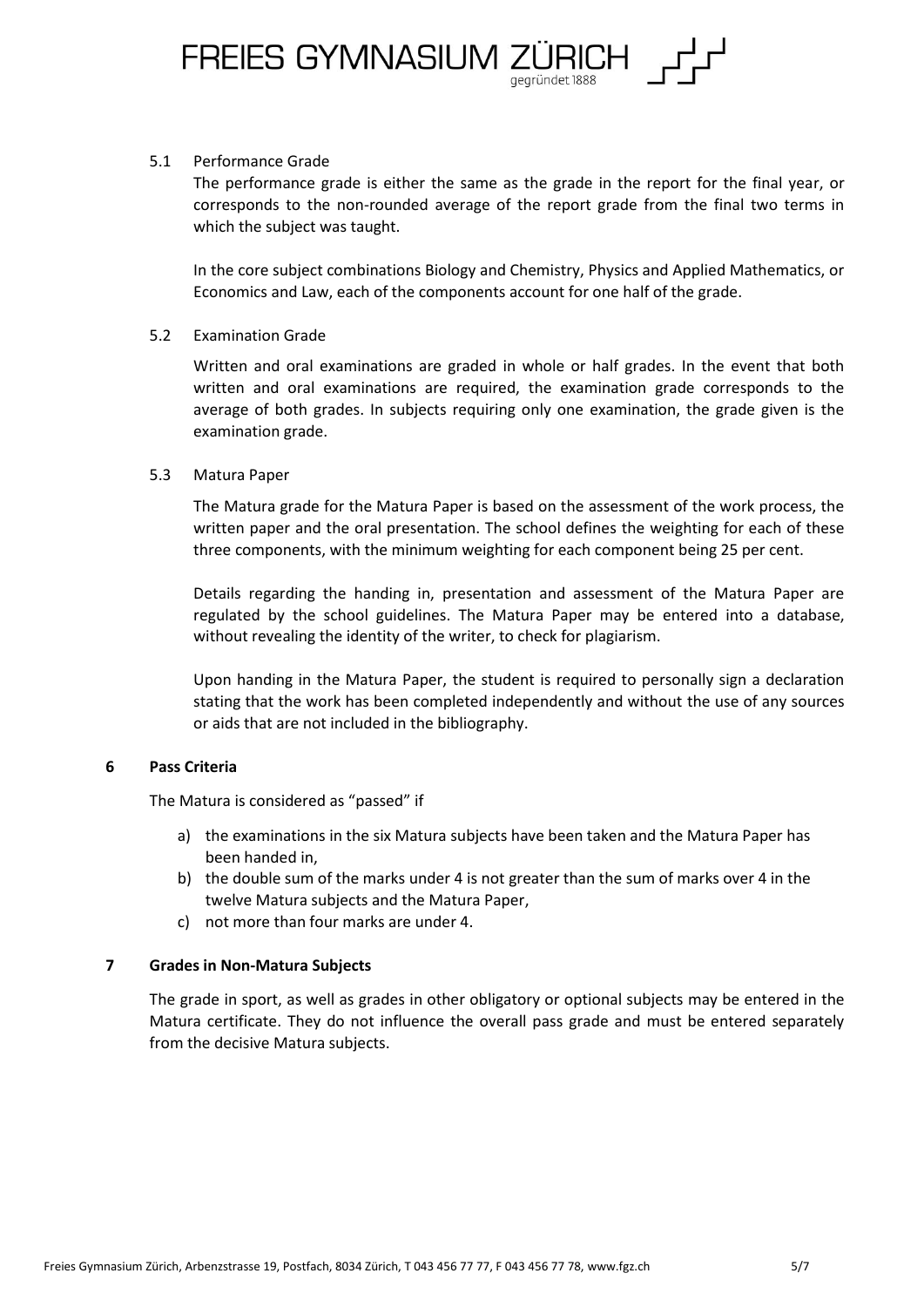### 5.1 Performance Grade

The performance grade is either the same as the grade in the report for the final year, or corresponds to the non-rounded average of the report grade from the final two terms in which the subject was taught.

In the core subject combinations Biology and Chemistry, Physics and Applied Mathematics, or Economics and Law, each of the components account for one half of the grade.

### 5.2 Examination Grade

Written and oral examinations are graded in whole or half grades. In the event that both written and oral examinations are required, the examination grade corresponds to the average of both grades. In subjects requiring only one examination, the grade given is the examination grade.

### 5.3 Matura Paper

The Matura grade for the Matura Paper is based on the assessment of the work process, the written paper and the oral presentation. The school defines the weighting for each of these three components, with the minimum weighting for each component being 25 per cent.

Details regarding the handing in, presentation and assessment of the Matura Paper are regulated by the school guidelines. The Matura Paper may be entered into a database, without revealing the identity of the writer, to check for plagiarism.

Upon handing in the Matura Paper, the student is required to personally sign a declaration stating that the work has been completed independently and without the use of any sources or aids that are not included in the bibliography.

## 6 Pass Criteria

The Matura is considered as "passed" if

a) the examinations in the six Matura subjects have been taken and the Matura Paper has been handed in,
b) the double sum of the marks under 4 is not greater than the sum of marks over 4 in the twelve Matura subjects and the Matura Paper,
c) not more than four marks are under 4.

## 7 Grades in Non-Matura Subjects

The grade in sport, as well as grades in other obligatory or optional subjects may be entered in the Matura certificate. They do not influence the overall pass grade and must be entered separately from the decisive Matura subjects.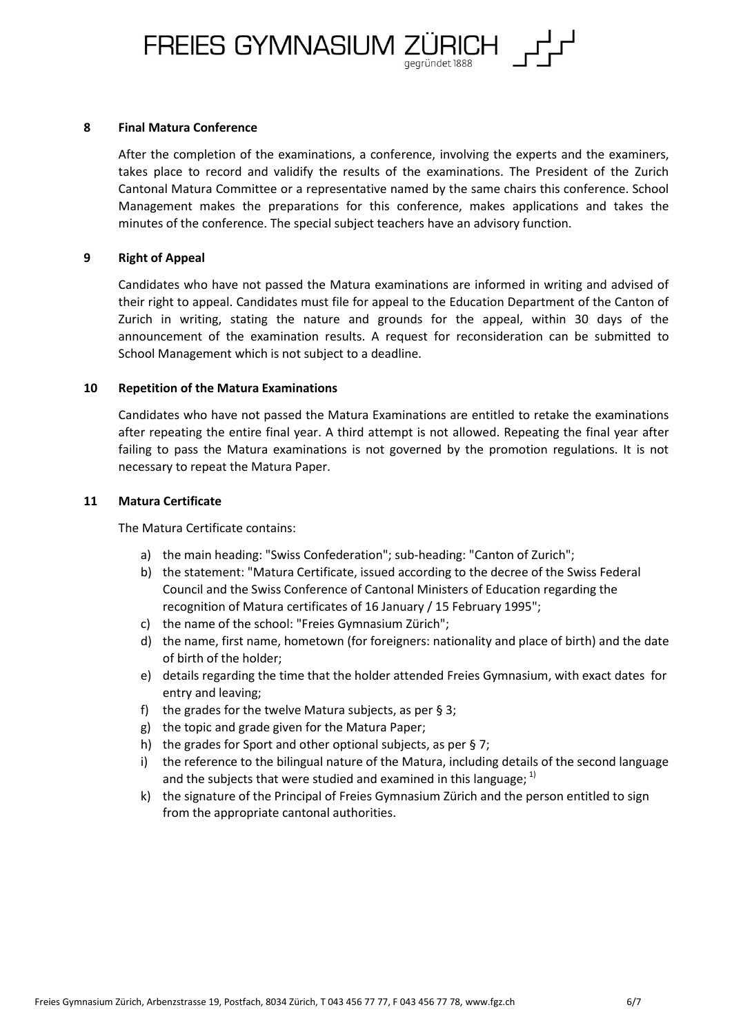## 8 Final Matura Conference

After the completion of the examinations, a conference, involving the experts and the examiners, takes place to record and validify the results of the examinations. The President of the Zurich Cantonal Matura Committee or a representative named by the same chairs this conference. School Management makes the preparations for this conference, makes applications and takes the minutes of the conference. The special subject teachers have an advisory function.

## 9 Right of Appeal

Candidates who have not passed the Matura examinations are informed in writing and advised of their right to appeal. Candidates must file for appeal to the Education Department of the Canton of Zurich in writing, stating the nature and grounds for the appeal, within 30 days of the announcement of the examination results. A request for reconsideration can be submitted to School Management which is not subject to a deadline.

## 10 Repetition of the Matura Examinations

Candidates who have not passed the Matura Examinations are entitled to retake the examinations after repeating the entire final year. A third attempt is not allowed. Repeating the final year after failing to pass the Matura examinations is not governed by the promotion regulations. It is not necessary to repeat the Matura Paper.

## 11 Matura Certificate

The Matura Certificate contains:

a) the main heading: "Swiss Confederation"; sub-heading: "Canton of Zurich";
b) the statement: "Matura Certificate, issued according to the decree of the Swiss Federal Council and the Swiss Conference of Cantonal Ministers of Education regarding the recognition of Matura certificates of 16 January / 15 February 1995";
c) the name of the school: "Freies Gymnasium Zürich";
d) the name, first name, hometown (for foreigners: nationality and place of birth) and the date of birth of the holder;
e) details regarding the time that the holder attended Freies Gymnasium, with exact dates for entry and leaving;
f) the grades for the twelve Matura subjects, as per § 3;
g) the topic and grade given for the Matura Paper;
h) the grades for Sport and other optional subjects, as per § 7;
i) the reference to the bilingual nature of the Matura, including details of the second language and the subjects that were studied and examined in this language; [1)]
k) the signature of the Principal of Freies Gymnasium Zürich and the person entitled to sign from the appropriate cantonal authorities.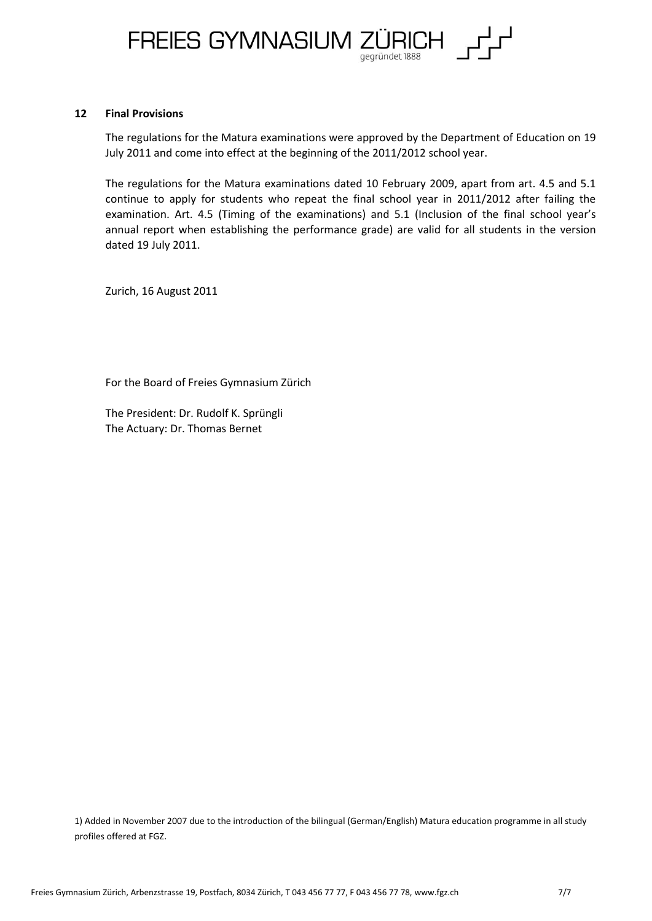## 12 Final Provisions

The regulations for the Matura examinations were approved by the Department of Education on 19 July 2011 and come into effect at the beginning of the 2011/2012 school year.

The regulations for the Matura examinations dated 10 February 2009, apart from art. 4.5 and 5.1 continue to apply for students who repeat the final school year in 2011/2012 after failing the examination. Art. 4.5 (Timing of the examinations) and 5.1 (Inclusion of the final school year's annual report when establishing the performance grade) are valid for all students in the version dated 19 July 2011.

Zurich, 16 August 2011

For the Board of Freies Gymnasium Zürich

The President: Dr. Rudolf K. Sprüngli
The Actuary: Dr. Thomas Bernet

1) Added in November 2007 due to the introduction of the bilingual (German/English) Matura education programme in all study profiles offered at FGZ.